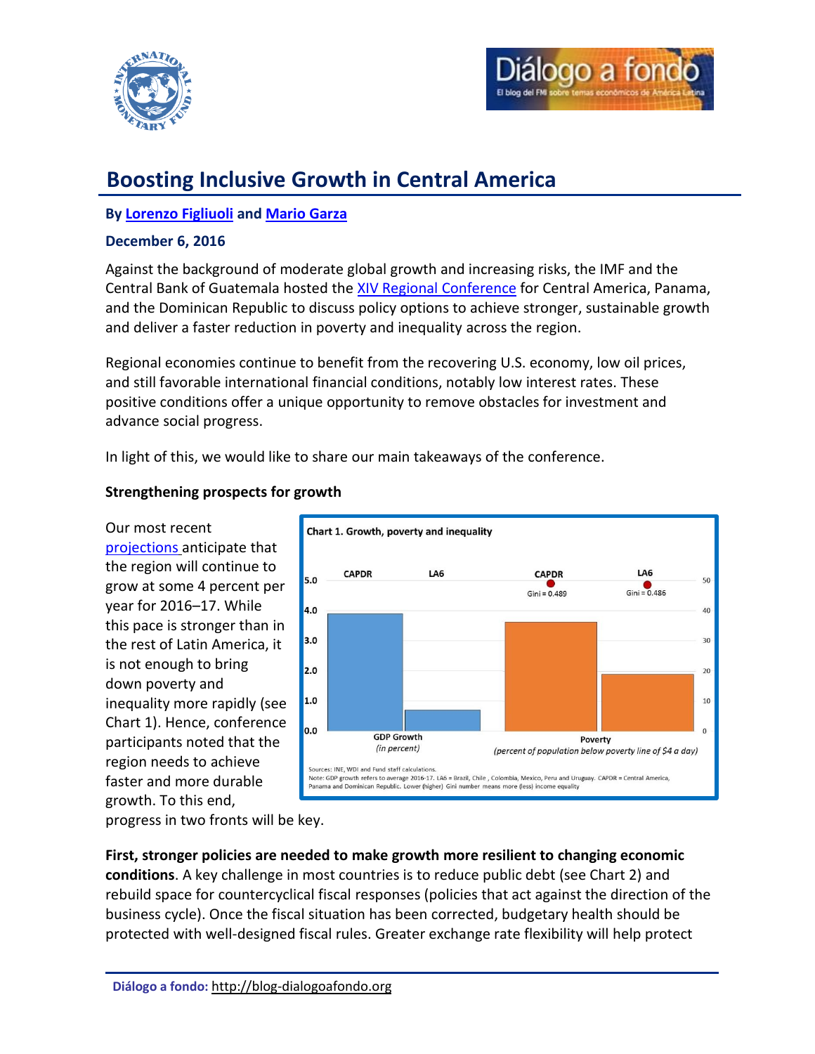# Boosting Inclusive Growth in Central America

**By Lorenzo Figliuoli and Mario Garza**

**December 6, 2016**

Against the background of moderate global growth and increasing risks, the IMF and the Central Bank of Guatemala hosted the XIV Regional Conference for Central America, Panama, and the Dominican Republic to discuss policy options to achieve stronger, sustainable growth and deliver a faster reduction in poverty and inequality across the region.

Regional economies continue to benefit from the recovering U.S. economy, low oil prices, and still favorable international financial conditions, notably low interest rates. These positive conditions offer a unique opportunity to remove obstacles for investment and advance social progress.

In light of this, we would like to share our main takeaways of the conference.

**Strengthening prospects for growth**

Our most recent projections anticipate that the region will continue to grow at some 4 percent per year for 2016–17. While this pace is stronger than in the rest of Latin America, it is not enough to bring down poverty and inequality more rapidly (see Chart 1). Hence, conference participants noted that the region needs to achieve faster and more durable growth. To this end, progress in two fronts will be key.

**Chart 1. Growth, poverty and inequality**

CAPDR | LA6 | CAPDR (Gini = 0.489) | LA6 (Gini = 0.486)

GDP Growth (in percent) | Poverty (percent of population below poverty line of $4 a day)

Sources: INE, WDI and Fund staff calculations.
Note: GDP growth refers to average 2016-17. LA6 = Brazil, Chile, Colombia, Mexico, Peru and Uruguay. CAPDR = Central America, Panama and Dominican Republic. Lower (higher) Gini number means more (less) income equality

**First, stronger policies are needed to make growth more resilient to changing economic conditions**. A key challenge in most countries is to reduce public debt (see Chart 2) and rebuild space for countercyclical fiscal responses (policies that act against the direction of the business cycle). Once the fiscal situation has been corrected, budgetary health should be protected with well-designed fiscal rules. Greater exchange rate flexibility will help protect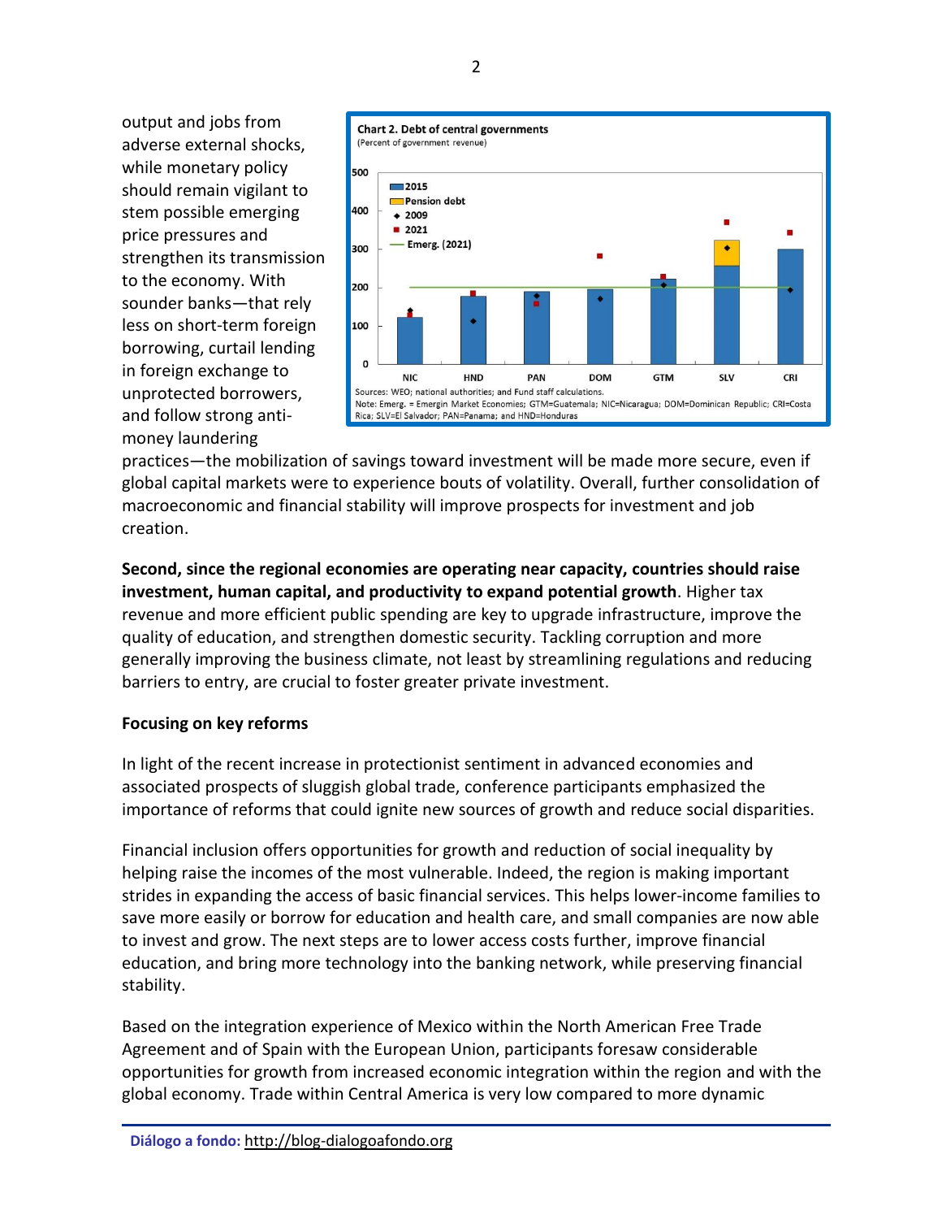output and jobs from adverse external shocks, while monetary policy should remain vigilant to stem possible emerging price pressures and strengthen its transmission to the economy. With sounder banks—that rely less on short-term foreign borrowing, curtail lending in foreign exchange to unprotected borrowers, and follow strong anti-money laundering practices—the mobilization of savings toward investment will be made more secure, even if global capital markets were to experience bouts of volatility. Overall, further consolidation of macroeconomic and financial stability will improve prospects for investment and job creation.

**Chart 2. Debt of central governments**
(Percent of government revenue)

Sources: WEO; national authorities; and Fund staff calculations.
Note: Emerg. = Emergin Market Economies; GTM=Guatemala; NIC=Nicaragua; DOM=Dominican Republic; CRI=Costa Rica; SLV=El Salvador; PAN=Panama; and HND=Honduras

**Second, since the regional economies are operating near capacity, countries should raise investment, human capital, and productivity to expand potential growth**. Higher tax revenue and more efficient public spending are key to upgrade infrastructure, improve the quality of education, and strengthen domestic security. Tackling corruption and more generally improving the business climate, not least by streamlining regulations and reducing barriers to entry, are crucial to foster greater private investment.

**Focusing on key reforms**

In light of the recent increase in protectionist sentiment in advanced economies and associated prospects of sluggish global trade, conference participants emphasized the importance of reforms that could ignite new sources of growth and reduce social disparities.

Financial inclusion offers opportunities for growth and reduction of social inequality by helping raise the incomes of the most vulnerable. Indeed, the region is making important strides in expanding the access of basic financial services. This helps lower-income families to save more easily or borrow for education and health care, and small companies are now able to invest and grow. The next steps are to lower access costs further, improve financial education, and bring more technology into the banking network, while preserving financial stability.

Based on the integration experience of Mexico within the North American Free Trade Agreement and of Spain with the European Union, participants foresaw considerable opportunities for growth from increased economic integration within the region and with the global economy. Trade within Central America is very low compared to more dynamic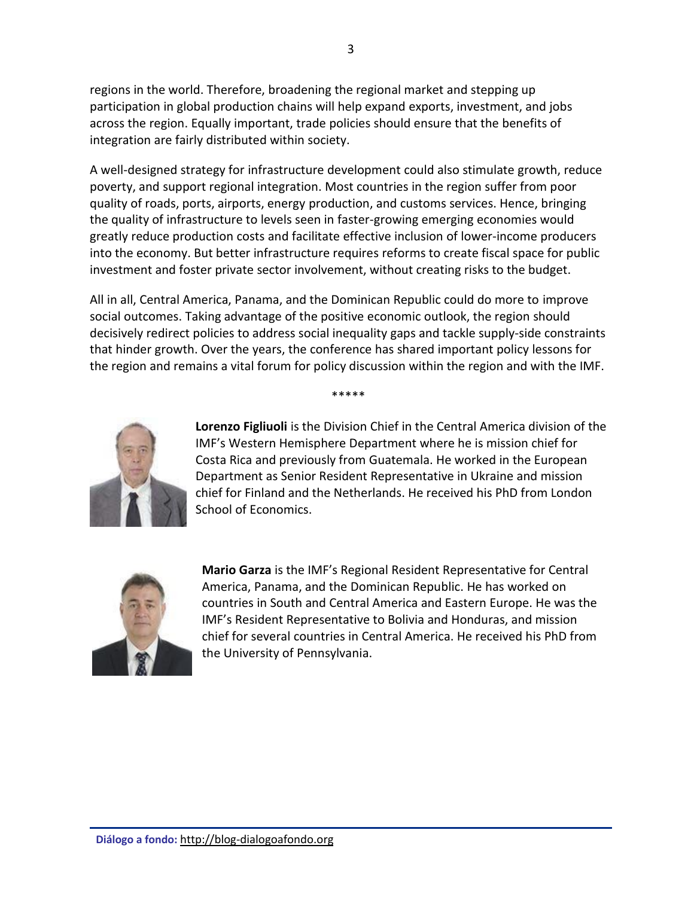regions in the world. Therefore, broadening the regional market and stepping up participation in global production chains will help expand exports, investment, and jobs across the region. Equally important, trade policies should ensure that the benefits of integration are fairly distributed within society.

A well-designed strategy for infrastructure development could also stimulate growth, reduce poverty, and support regional integration. Most countries in the region suffer from poor quality of roads, ports, airports, energy production, and customs services. Hence, bringing the quality of infrastructure to levels seen in faster-growing emerging economies would greatly reduce production costs and facilitate effective inclusion of lower-income producers into the economy. But better infrastructure requires reforms to create fiscal space for public investment and foster private sector involvement, without creating risks to the budget.

All in all, Central America, Panama, and the Dominican Republic could do more to improve social outcomes. Taking advantage of the positive economic outlook, the region should decisively redirect policies to address social inequality gaps and tackle supply-side constraints that hinder growth. Over the years, the conference has shared important policy lessons for the region and remains a vital forum for policy discussion within the region and with the IMF.

*****

**Lorenzo Figliuoli** is the Division Chief in the Central America division of the IMF's Western Hemisphere Department where he is mission chief for Costa Rica and previously from Guatemala. He worked in the European Department as Senior Resident Representative in Ukraine and mission chief for Finland and the Netherlands. He received his PhD from London School of Economics.

**Mario Garza** is the IMF's Regional Resident Representative for Central America, Panama, and the Dominican Republic. He has worked on countries in South and Central America and Eastern Europe. He was the IMF's Resident Representative to Bolivia and Honduras, and mission chief for several countries in Central America. He received his PhD from the University of Pennsylvania.